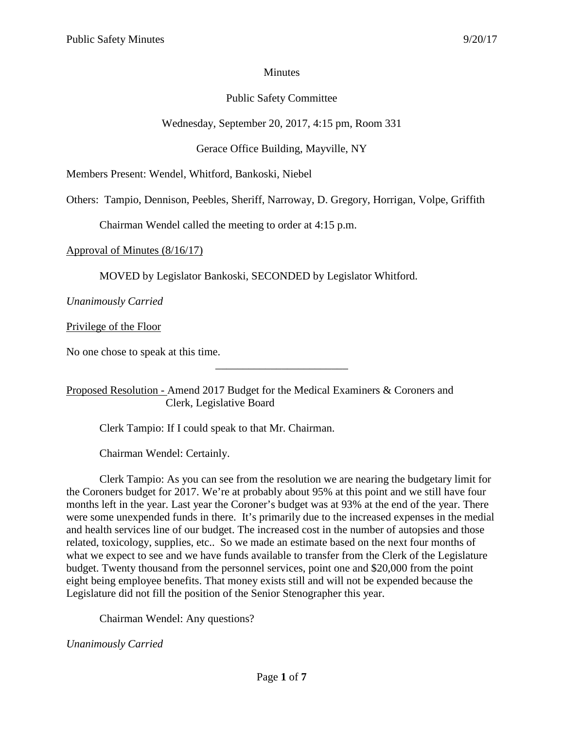Minutes

Public Safety Committee

Wednesday, September 20, 2017, 4:15 pm, Room 331

Gerace Office Building, Mayville, NY

Members Present: Wendel, Whitford, Bankoski, Niebel

Others: Tampio, Dennison, Peebles, Sheriff, Narroway, D. Gregory, Horrigan, Volpe, Griffith

Chairman Wendel called the meeting to order at 4:15 p.m.

Approval of Minutes (8/16/17)

MOVED by Legislator Bankoski, SECONDED by Legislator Whitford.

*Unanimously Carried*

Privilege of the Floor

No one chose to speak at this time.

---

Proposed Resolution - Amend 2017 Budget for the Medical Examiners & Coroners and Clerk, Legislative Board

Clerk Tampio: If I could speak to that Mr. Chairman.

Chairman Wendel: Certainly.

Clerk Tampio: As you can see from the resolution we are nearing the budgetary limit for the Coroners budget for 2017. We're at probably about 95% at this point and we still have four months left in the year. Last year the Coroner's budget was at 93% at the end of the year. There were some unexpended funds in there. It's primarily due to the increased expenses in the medial and health services line of our budget. The increased cost in the number of autopsies and those related, toxicology, supplies, etc.. So we made an estimate based on the next four months of what we expect to see and we have funds available to transfer from the Clerk of the Legislature budget. Twenty thousand from the personnel services, point one and $20,000 from the point eight being employee benefits. That money exists still and will not be expended because the Legislature did not fill the position of the Senior Stenographer this year.

Chairman Wendel: Any questions?

*Unanimously Carried*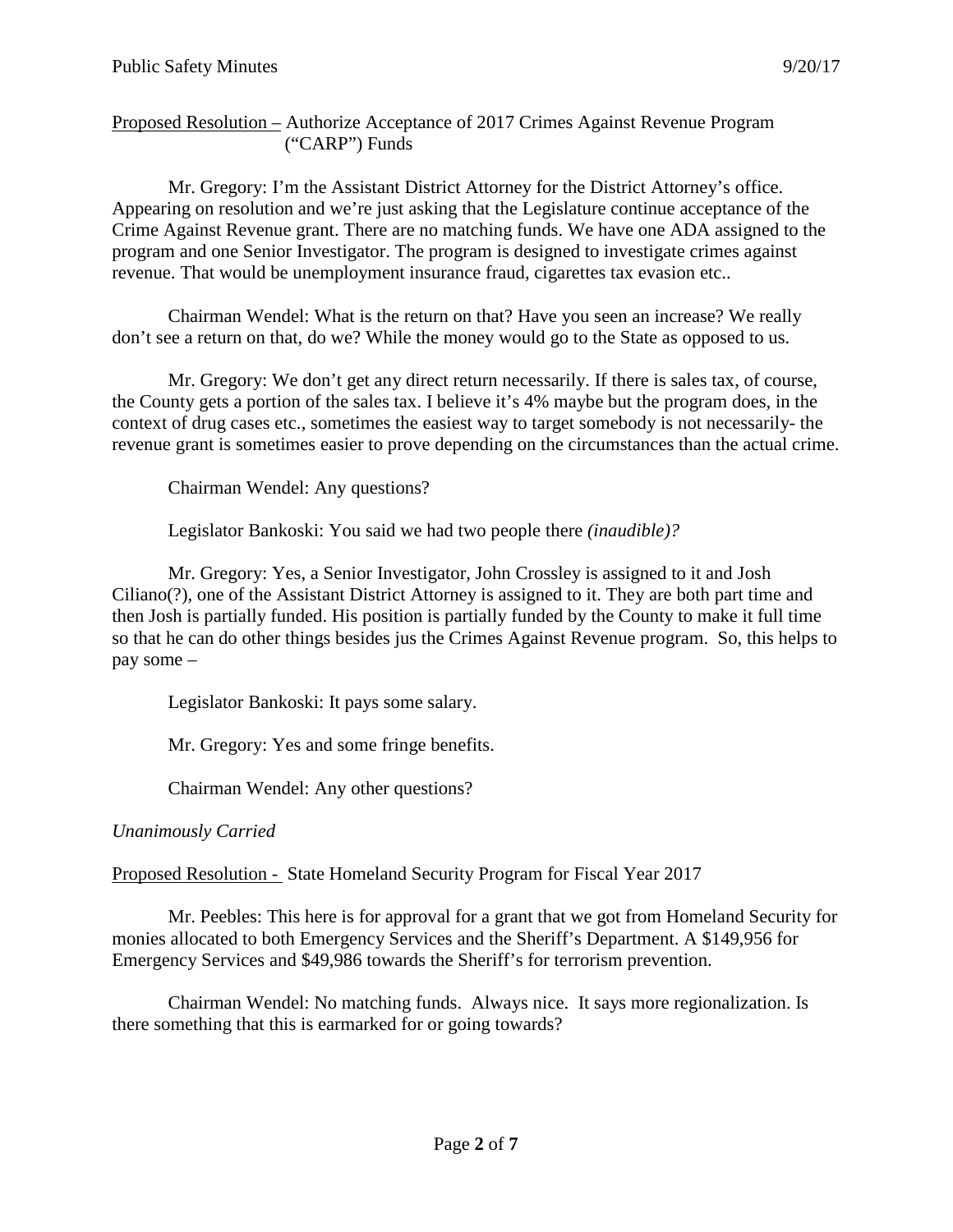Proposed Resolution – Authorize Acceptance of 2017 Crimes Against Revenue Program ("CARP") Funds

Mr. Gregory: I'm the Assistant District Attorney for the District Attorney's office. Appearing on resolution and we're just asking that the Legislature continue acceptance of the Crime Against Revenue grant. There are no matching funds. We have one ADA assigned to the program and one Senior Investigator. The program is designed to investigate crimes against revenue. That would be unemployment insurance fraud, cigarettes tax evasion etc..

Chairman Wendel: What is the return on that? Have you seen an increase? We really don't see a return on that, do we? While the money would go to the State as opposed to us.

Mr. Gregory: We don't get any direct return necessarily. If there is sales tax, of course, the County gets a portion of the sales tax. I believe it's 4% maybe but the program does, in the context of drug cases etc., sometimes the easiest way to target somebody is not necessarily- the revenue grant is sometimes easier to prove depending on the circumstances than the actual crime.

Chairman Wendel: Any questions?

Legislator Bankoski: You said we had two people there *(inaudible)?*

Mr. Gregory: Yes, a Senior Investigator, John Crossley is assigned to it and Josh Ciliano(?), one of the Assistant District Attorney is assigned to it. They are both part time and then Josh is partially funded. His position is partially funded by the County to make it full time so that he can do other things besides jus the Crimes Against Revenue program. So, this helps to pay some –

Legislator Bankoski: It pays some salary.

Mr. Gregory: Yes and some fringe benefits.

Chairman Wendel: Any other questions?

*Unanimously Carried*

Proposed Resolution - State Homeland Security Program for Fiscal Year 2017

Mr. Peebles: This here is for approval for a grant that we got from Homeland Security for monies allocated to both Emergency Services and the Sheriff's Department. A $149,956 for Emergency Services and $49,986 towards the Sheriff's for terrorism prevention.

Chairman Wendel: No matching funds. Always nice. It says more regionalization. Is there something that this is earmarked for or going towards?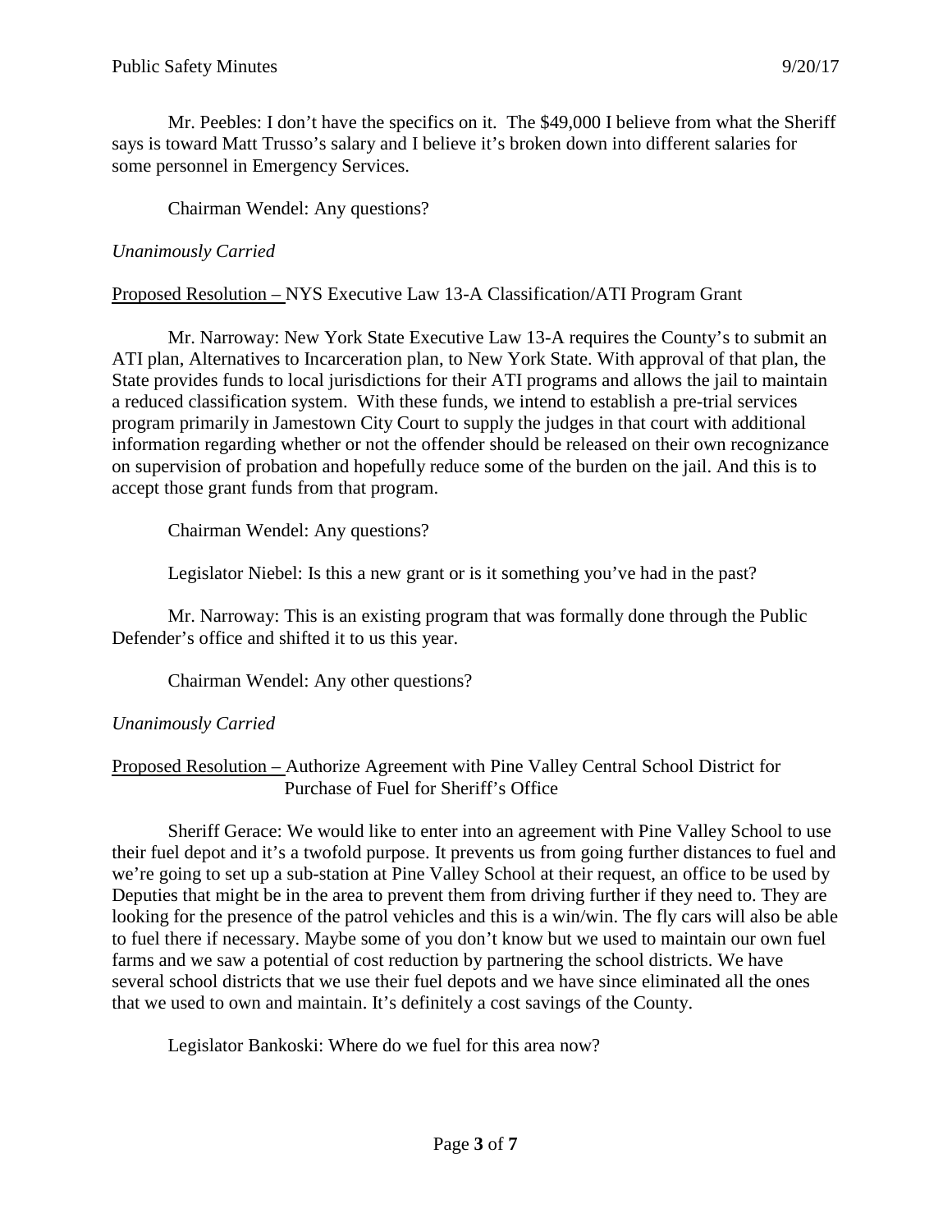Mr. Peebles: I don’t have the specifics on it. The $49,000 I believe from what the Sheriff says is toward Matt Trusso’s salary and I believe it’s broken down into different salaries for some personnel in Emergency Services.

Chairman Wendel: Any questions?

*Unanimously Carried*

<u>Proposed Resolution –</u> NYS Executive Law 13-A Classification/ATI Program Grant

Mr. Narroway: New York State Executive Law 13-A requires the County’s to submit an ATI plan, Alternatives to Incarceration plan, to New York State. With approval of that plan, the State provides funds to local jurisdictions for their ATI programs and allows the jail to maintain a reduced classification system. With these funds, we intend to establish a pre-trial services program primarily in Jamestown City Court to supply the judges in that court with additional information regarding whether or not the offender should be released on their own recognizance on supervision of probation and hopefully reduce some of the burden on the jail. And this is to accept those grant funds from that program.

Chairman Wendel: Any questions?

Legislator Niebel: Is this a new grant or is it something you’ve had in the past?

Mr. Narroway: This is an existing program that was formally done through the Public Defender’s office and shifted it to us this year.

Chairman Wendel: Any other questions?

*Unanimously Carried*

<u>Proposed Resolution –</u> Authorize Agreement with Pine Valley Central School District for Purchase of Fuel for Sheriff’s Office

Sheriff Gerace: We would like to enter into an agreement with Pine Valley School to use their fuel depot and it’s a twofold purpose. It prevents us from going further distances to fuel and we’re going to set up a sub-station at Pine Valley School at their request, an office to be used by Deputies that might be in the area to prevent them from driving further if they need to. They are looking for the presence of the patrol vehicles and this is a win/win. The fly cars will also be able to fuel there if necessary. Maybe some of you don’t know but we used to maintain our own fuel farms and we saw a potential of cost reduction by partnering the school districts. We have several school districts that we use their fuel depots and we have since eliminated all the ones that we used to own and maintain. It’s definitely a cost savings of the County.

Legislator Bankoski: Where do we fuel for this area now?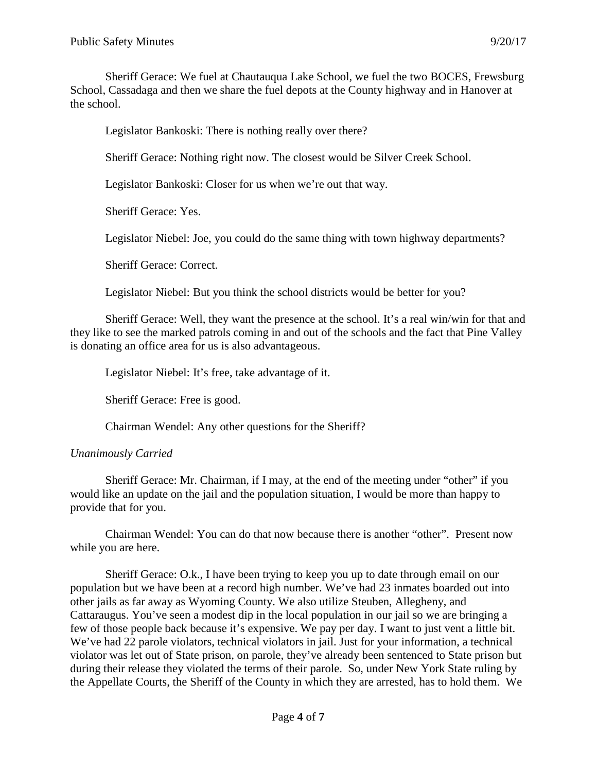Sheriff Gerace: We fuel at Chautauqua Lake School, we fuel the two BOCES, Frewsburg School, Cassadaga and then we share the fuel depots at the County highway and in Hanover at the school.

Legislator Bankoski: There is nothing really over there?

Sheriff Gerace: Nothing right now. The closest would be Silver Creek School.

Legislator Bankoski: Closer for us when we're out that way.

Sheriff Gerace: Yes.

Legislator Niebel: Joe, you could do the same thing with town highway departments?

Sheriff Gerace: Correct.

Legislator Niebel: But you think the school districts would be better for you?

Sheriff Gerace: Well, they want the presence at the school. It's a real win/win for that and they like to see the marked patrols coming in and out of the schools and the fact that Pine Valley is donating an office area for us is also advantageous.

Legislator Niebel: It's free, take advantage of it.

Sheriff Gerace: Free is good.

Chairman Wendel: Any other questions for the Sheriff?

*Unanimously Carried*

Sheriff Gerace: Mr. Chairman, if I may, at the end of the meeting under "other" if you would like an update on the jail and the population situation, I would be more than happy to provide that for you.

Chairman Wendel: You can do that now because there is another "other". Present now while you are here.

Sheriff Gerace: O.k., I have been trying to keep you up to date through email on our population but we have been at a record high number. We've had 23 inmates boarded out into other jails as far away as Wyoming County. We also utilize Steuben, Allegheny, and Cattaraugus. You've seen a modest dip in the local population in our jail so we are bringing a few of those people back because it's expensive. We pay per day. I want to just vent a little bit. We've had 22 parole violators, technical violators in jail. Just for your information, a technical violator was let out of State prison, on parole, they've already been sentenced to State prison but during their release they violated the terms of their parole. So, under New York State ruling by the Appellate Courts, the Sheriff of the County in which they are arrested, has to hold them. We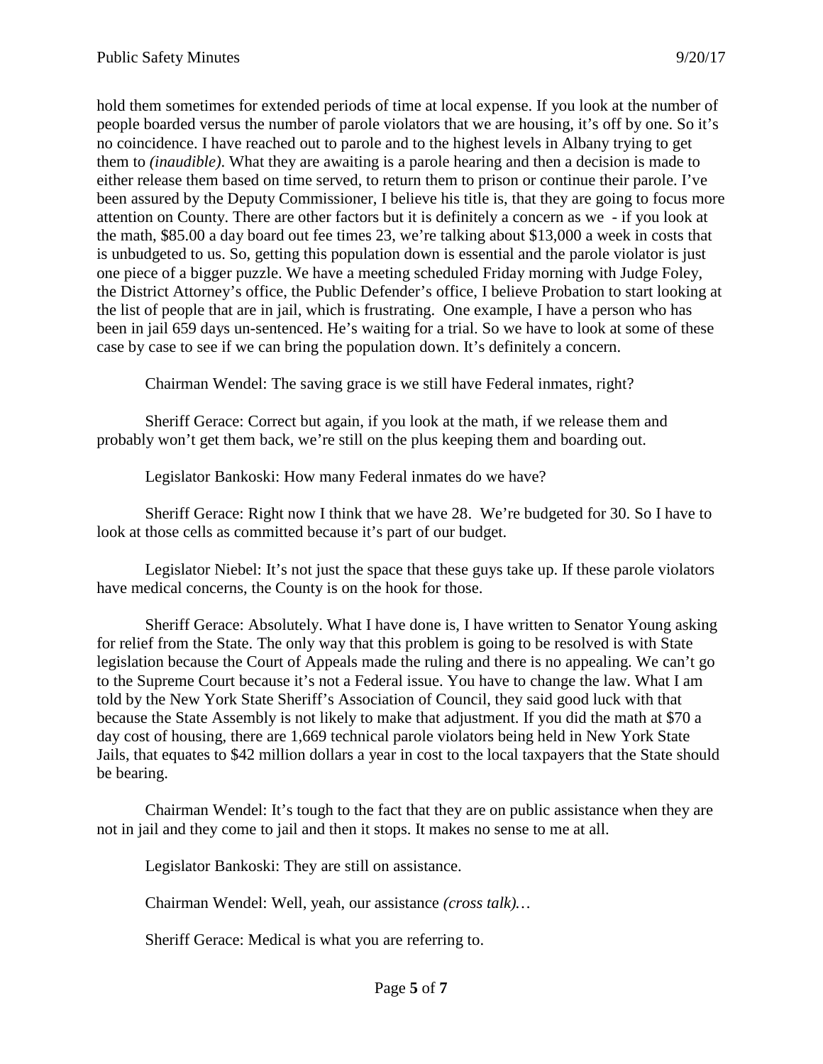hold them sometimes for extended periods of time at local expense. If you look at the number of people boarded versus the number of parole violators that we are housing, it's off by one. So it's no coincidence. I have reached out to parole and to the highest levels in Albany trying to get them to *(inaudible)*. What they are awaiting is a parole hearing and then a decision is made to either release them based on time served, to return them to prison or continue their parole. I've been assured by the Deputy Commissioner, I believe his title is, that they are going to focus more attention on County. There are other factors but it is definitely a concern as we - if you look at the math, $85.00 a day board out fee times 23, we're talking about $13,000 a week in costs that is unbudgeted to us. So, getting this population down is essential and the parole violator is just one piece of a bigger puzzle. We have a meeting scheduled Friday morning with Judge Foley, the District Attorney's office, the Public Defender's office, I believe Probation to start looking at the list of people that are in jail, which is frustrating. One example, I have a person who has been in jail 659 days un-sentenced. He's waiting for a trial. So we have to look at some of these case by case to see if we can bring the population down. It's definitely a concern.

Chairman Wendel: The saving grace is we still have Federal inmates, right?

Sheriff Gerace: Correct but again, if you look at the math, if we release them and probably won't get them back, we're still on the plus keeping them and boarding out.

Legislator Bankoski: How many Federal inmates do we have?

Sheriff Gerace: Right now I think that we have 28. We're budgeted for 30. So I have to look at those cells as committed because it's part of our budget.

Legislator Niebel: It's not just the space that these guys take up. If these parole violators have medical concerns, the County is on the hook for those.

Sheriff Gerace: Absolutely. What I have done is, I have written to Senator Young asking for relief from the State. The only way that this problem is going to be resolved is with State legislation because the Court of Appeals made the ruling and there is no appealing. We can't go to the Supreme Court because it's not a Federal issue. You have to change the law. What I am told by the New York State Sheriff's Association of Council, they said good luck with that because the State Assembly is not likely to make that adjustment. If you did the math at $70 a day cost of housing, there are 1,669 technical parole violators being held in New York State Jails, that equates to $42 million dollars a year in cost to the local taxpayers that the State should be bearing.

Chairman Wendel: It's tough to the fact that they are on public assistance when they are not in jail and they come to jail and then it stops. It makes no sense to me at all.

Legislator Bankoski: They are still on assistance.

Chairman Wendel: Well, yeah, our assistance *(cross talk)…*

Sheriff Gerace: Medical is what you are referring to.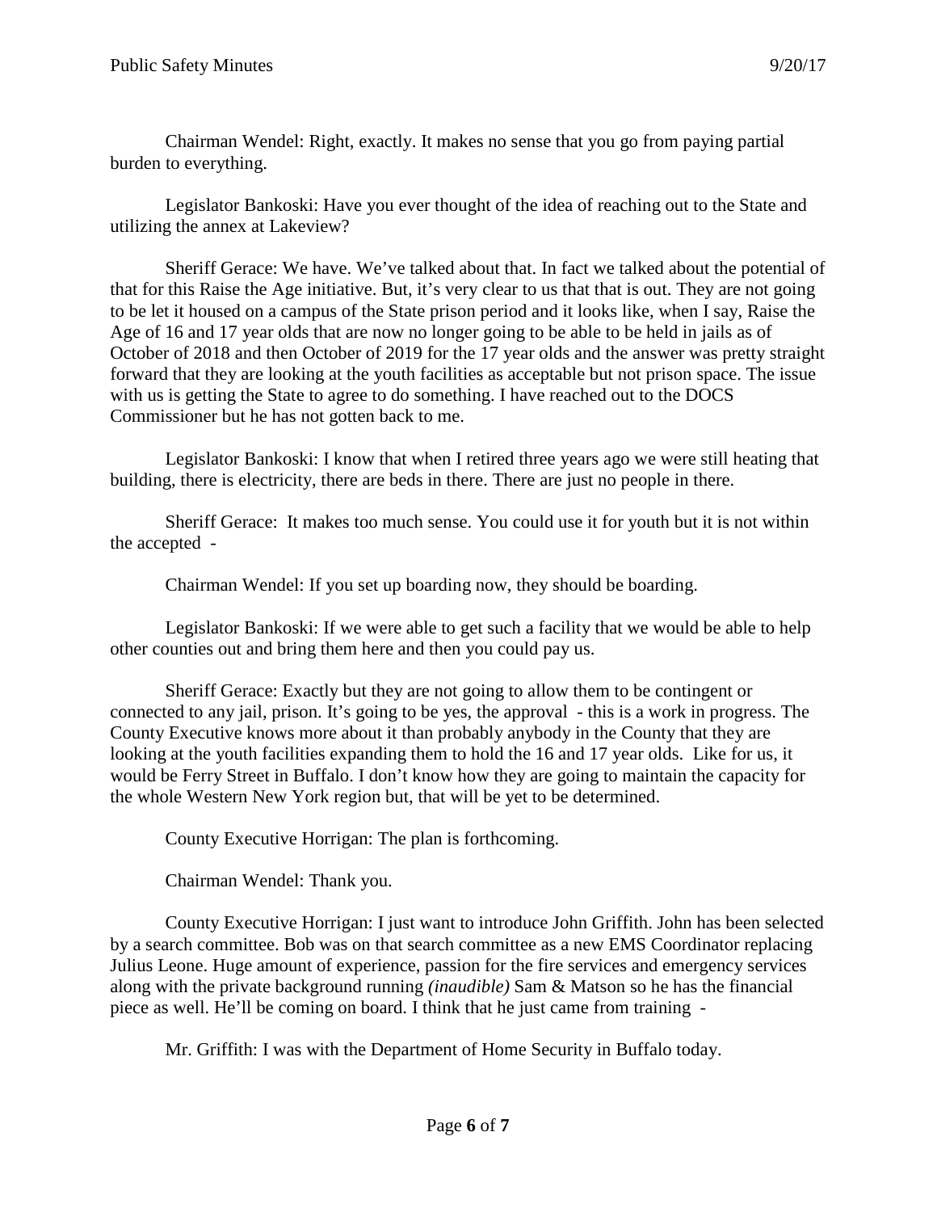Chairman Wendel: Right, exactly. It makes no sense that you go from paying partial burden to everything.

Legislator Bankoski: Have you ever thought of the idea of reaching out to the State and utilizing the annex at Lakeview?

Sheriff Gerace: We have. We've talked about that. In fact we talked about the potential of that for this Raise the Age initiative. But, it's very clear to us that that is out. They are not going to be let it housed on a campus of the State prison period and it looks like, when I say, Raise the Age of 16 and 17 year olds that are now no longer going to be able to be held in jails as of October of 2018 and then October of 2019 for the 17 year olds and the answer was pretty straight forward that they are looking at the youth facilities as acceptable but not prison space. The issue with us is getting the State to agree to do something. I have reached out to the DOCS Commissioner but he has not gotten back to me.

Legislator Bankoski: I know that when I retired three years ago we were still heating that building, there is electricity, there are beds in there. There are just no people in there.

Sheriff Gerace: It makes too much sense. You could use it for youth but it is not within the accepted -

Chairman Wendel: If you set up boarding now, they should be boarding.

Legislator Bankoski: If we were able to get such a facility that we would be able to help other counties out and bring them here and then you could pay us.

Sheriff Gerace: Exactly but they are not going to allow them to be contingent or connected to any jail, prison. It's going to be yes, the approval - this is a work in progress. The County Executive knows more about it than probably anybody in the County that they are looking at the youth facilities expanding them to hold the 16 and 17 year olds. Like for us, it would be Ferry Street in Buffalo. I don't know how they are going to maintain the capacity for the whole Western New York region but, that will be yet to be determined.

County Executive Horrigan: The plan is forthcoming.

Chairman Wendel: Thank you.

County Executive Horrigan: I just want to introduce John Griffith. John has been selected by a search committee. Bob was on that search committee as a new EMS Coordinator replacing Julius Leone. Huge amount of experience, passion for the fire services and emergency services along with the private background running *(inaudible)* Sam & Matson so he has the financial piece as well. He'll be coming on board. I think that he just came from training -

Mr. Griffith: I was with the Department of Home Security in Buffalo today.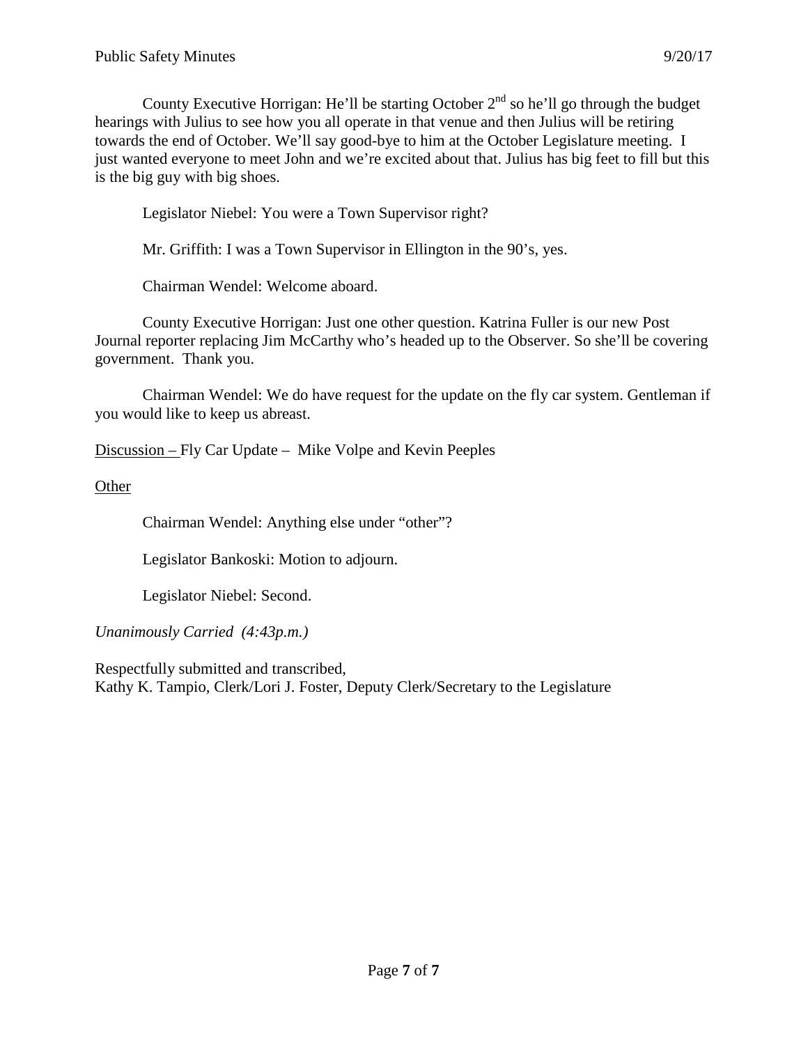County Executive Horrigan: He'll be starting October 2nd so he'll go through the budget hearings with Julius to see how you all operate in that venue and then Julius will be retiring towards the end of October. We'll say good-bye to him at the October Legislature meeting. I just wanted everyone to meet John and we're excited about that. Julius has big feet to fill but this is the big guy with big shoes.

Legislator Niebel: You were a Town Supervisor right?

Mr. Griffith: I was a Town Supervisor in Ellington in the 90's, yes.

Chairman Wendel: Welcome aboard.

County Executive Horrigan: Just one other question. Katrina Fuller is our new Post Journal reporter replacing Jim McCarthy who's headed up to the Observer. So she'll be covering government. Thank you.

Chairman Wendel: We do have request for the update on the fly car system. Gentleman if you would like to keep us abreast.

Discussion – Fly Car Update – Mike Volpe and Kevin Peeples

Other

Chairman Wendel: Anything else under "other"?

Legislator Bankoski: Motion to adjourn.

Legislator Niebel: Second.

*Unanimously Carried (4:43p.m.)*

Respectfully submitted and transcribed,
Kathy K. Tampio, Clerk/Lori J. Foster, Deputy Clerk/Secretary to the Legislature